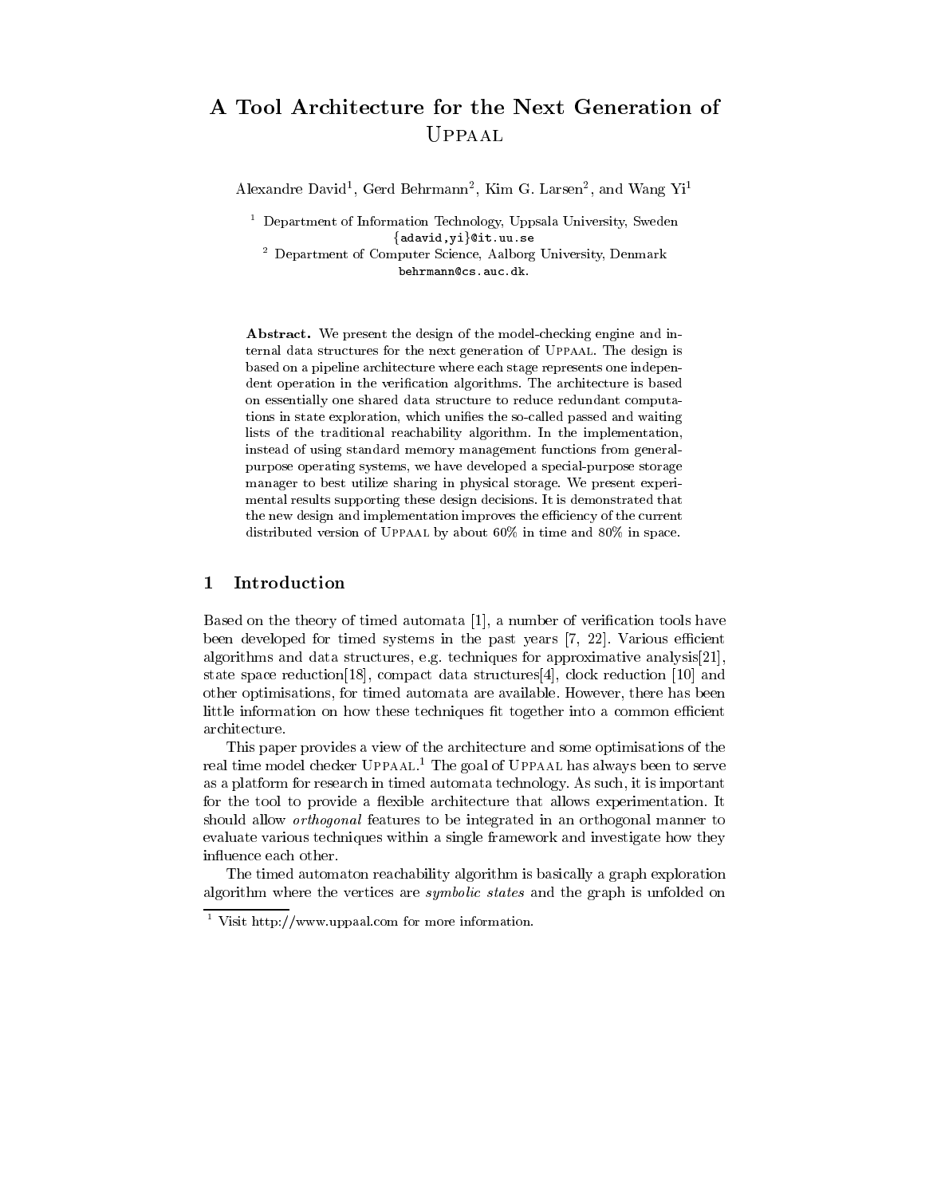# A Tool Architecture for the Next Generation of Uppaal

Alexandre David[1], Gerd Behrmann[2], Kim G. Larsen[2], and Wang Yi[1]

[1] Department of Information Technology, Uppsala University, Sweden
{adavid,yi}@it.uu.se

[2] Department of Computer Science, Aalborg University, Denmark
behrmann@cs.auc.dk.

**Abstract.** We present the design of the model-checking engine and internal data structures for the next generation of Uppaal. The design is based on a pipeline architecture where each stage represents one independent operation in the verification algorithms. The architecture is based on essentially one shared data structure to reduce redundant computations in state exploration, which unifies the so-called passed and waiting lists of the traditional reachability algorithm. In the implementation, instead of using standard memory management functions from general-purpose operating systems, we have developed a special-purpose storage manager to best utilize sharing in physical storage. We present experimental results supporting these design decisions. It is demonstrated that the new design and implementation improves the efficiency of the current distributed version of Uppaal by about 60% in time and 80% in space.

## 1 Introduction

Based on the theory of timed automata [1], a number of verification tools have been developed for timed systems in the past years [7, 22]. Various efficient algorithms and data structures, e.g. techniques for approximative analysis[21], state space reduction[18], compact data structures[4], clock reduction [10] and other optimisations, for timed automata are available. However, there has been little information on how these techniques fit together into a common efficient architecture.

This paper provides a view of the architecture and some optimisations of the real time model checker Uppaal.[1] The goal of Uppaal has always been to serve as a platform for research in timed automata technology. As such, it is important for the tool to provide a flexible architecture that allows experimentation. It should allow *orthogonal* features to be integrated in an orthogonal manner to evaluate various techniques within a single framework and investigate how they influence each other.

The timed automaton reachability algorithm is basically a graph exploration algorithm where the vertices are *symbolic states* and the graph is unfolded on

[1] Visit http://www.uppaal.com for more information.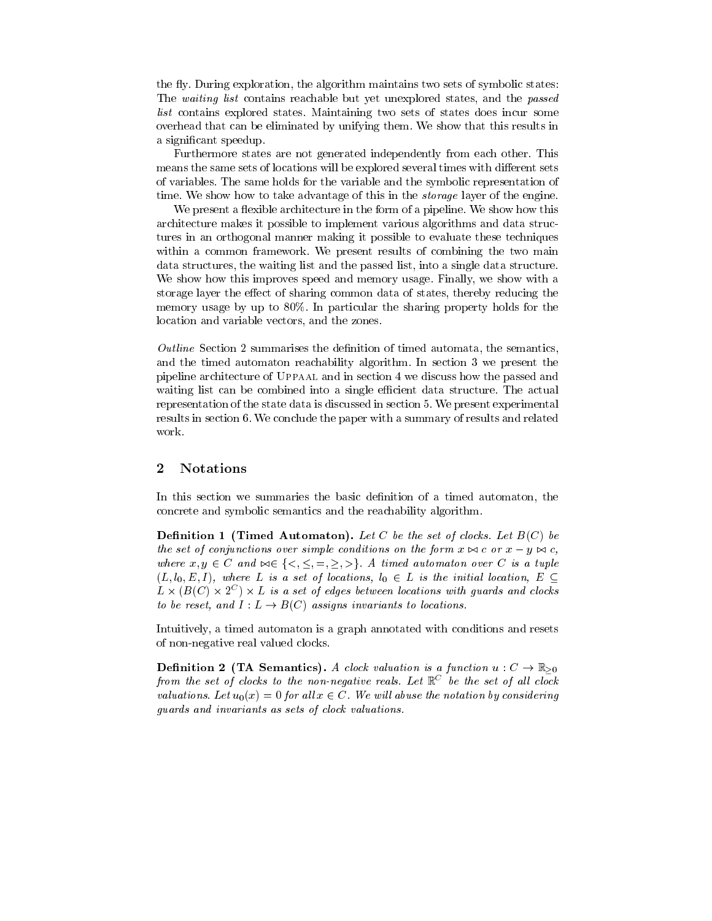the fly. During exploration, the algorithm maintains two sets of symbolic states: The *waiting list* contains reachable but yet unexplored states, and the *passed list* contains explored states. Maintaining two sets of states does incur some overhead that can be eliminated by unifying them. We show that this results in a significant speedup.

Furthermore states are not generated independently from each other. This means the same sets of locations will be explored several times with different sets of variables. The same holds for the variable and the symbolic representation of time. We show how to take advantage of this in the *storage* layer of the engine.

We present a flexible architecture in the form of a pipeline. We show how this architecture makes it possible to implement various algorithms and data structures in an orthogonal manner making it possible to evaluate these techniques within a common framework. We present results of combining the two main data structures, the waiting list and the passed list, into a single data structure. We show how this improves speed and memory usage. Finally, we show with a storage layer the effect of sharing common data of states, thereby reducing the memory usage by up to 80%. In particular the sharing property holds for the location and variable vectors, and the zones.

*Outline* Section 2 summarises the definition of timed automata, the semantics, and the timed automaton reachability algorithm. In section 3 we present the pipeline architecture of UPPAAL and in section 4 we discuss how the passed and waiting list can be combined into a single efficient data structure. The actual representation of the state data is discussed in section 5. We present experimental results in section 6. We conclude the paper with a summary of results and related work.

## 2 Notations

In this section we summaries the basic definition of a timed automaton, the concrete and symbolic semantics and the reachability algorithm.

**Definition 1 (Timed Automaton).** *Let $C$ be the set of clocks. Let $B(C)$ be the set of conjunctions over simple conditions on the form $x \bowtie c$ or $x - y \bowtie c$, where $x, y \in C$ and $\bowtie \in \{<, \leq, =, \geq, >\}$. A timed automaton over $C$ is a tuple $(L, l_0, E, I)$, where $L$ is a set of locations, $l_0 \in L$ is the initial location, $E \subseteq L \times (B(C) \times 2^C) \times L$ is a set of edges between locations with guards and clocks to be reset, and $I : L \rightarrow B(C)$ assigns invariants to locations.*

Intuitively, a timed automaton is a graph annotated with conditions and resets of non-negative real valued clocks.

**Definition 2 (TA Semantics).** *A clock valuation is a function $u : C \rightarrow \mathbb{R}_{\geq 0}$ from the set of clocks to the non-negative reals. Let $\mathbb{R}^C$ be the set of all clock valuations. Let $u_0(x) = 0$ for all $x \in C$. We will abuse the notation by considering guards and invariants as sets of clock valuations.*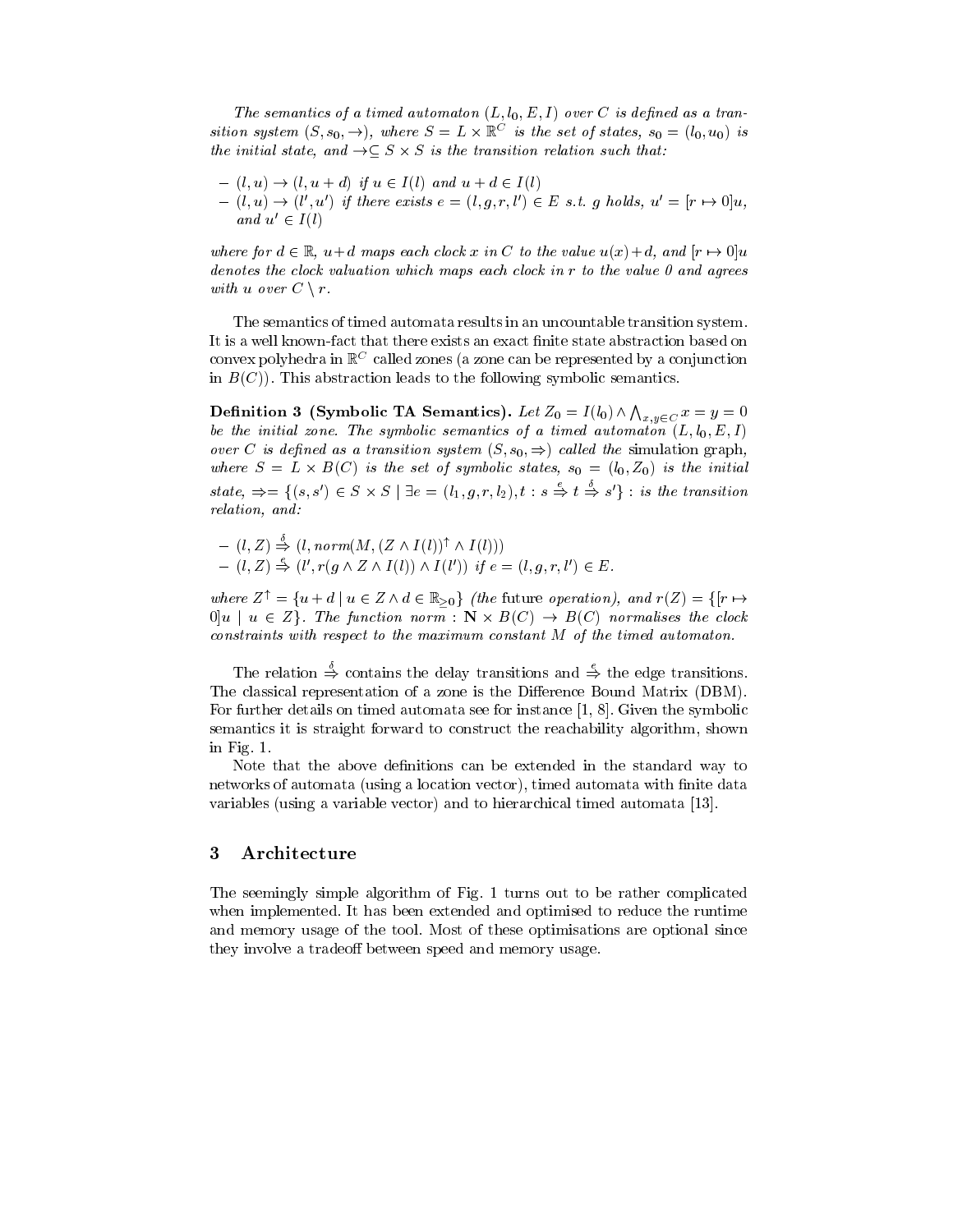*The semantics of a timed automaton $(L, l_0, E, I)$ over $C$ is defined as a transition system $(S, s_0, \rightarrow)$, where $S = L \times \mathbb{R}^C$ is the set of states, $s_0 = (l_0, u_0)$ is the initial state, and $\rightarrow \subseteq S \times S$ is the transition relation such that:*

- $(l, u) \rightarrow (l, u + d)$ *if* $u \in I(l)$ *and* $u + d \in I(l)$
- $(l, u) \rightarrow (l', u')$ *if there exists* $e = (l, g, r, l') \in E$ *s.t.* $g$ *holds,* $u' = [r \mapsto 0]u$*, and* $u' \in I(l)$

*where for* $d \in \mathbb{R}$, $u + d$ *maps each clock* $x$ *in* $C$ *to the value* $u(x) + d$*, and* $[r \mapsto 0]u$ *denotes the clock valuation which maps each clock in* $r$ *to the value 0 and agrees with* $u$ *over* $C \setminus r$.

The semantics of timed automata results in an uncountable transition system. It is a well known-fact that there exists an exact finite state abstraction based on convex polyhedra in $\mathbb{R}^C$ called zones (a zone can be represented by a conjunction in $B(C)$). This abstraction leads to the following symbolic semantics.

**Definition 3 (Symbolic TA Semantics).** *Let* $Z_0 = I(l_0) \wedge \bigwedge_{x,y \in C} x = y = 0$ *be the initial zone. The symbolic semantics of a timed automaton* $(L, l_0, E, I)$ *over* $C$ *is defined as a transition system* $(S, s_0, \Rightarrow)$ *called the* simulation graph*, where* $S = L \times B(C)$ *is the set of symbolic states,* $s_0 = (l_0, Z_0)$ *is the initial state,* $\Rightarrow = \{(s, s') \in S \times S \mid \exists e = (l_1, g, r, l_2), t : s \overset{e}{\Rightarrow} t \overset{\delta}{\Rightarrow} s'\}$ *: is the transition relation, and:*

- $(l, Z) \overset{\delta}{\Rightarrow} (l, norm(M, (Z \wedge I(l))^{\uparrow} \wedge I(l)))$
- $(l, Z) \overset{e}{\Rightarrow} (l', r(g \wedge Z \wedge I(l)) \wedge I(l'))$ *if* $e = (l, g, r, l') \in E$.

*where* $Z^{\uparrow} = \{u + d \mid u \in Z \wedge d \in \mathbb{R}_{\geq 0}\}$ *(the* future *operation), and* $r(Z) = \{[r \mapsto 0]u \mid u \in Z\}$*. The function* $norm : \mathbf{N} \times B(C) \rightarrow B(C)$ *normalises the clock constraints with respect to the maximum constant* $M$ *of the timed automaton.*

The relation $\overset{\delta}{\Rightarrow}$ contains the delay transitions and $\overset{e}{\Rightarrow}$ the edge transitions. The classical representation of a zone is the Difference Bound Matrix (DBM). For further details on timed automata see for instance [1, 8]. Given the symbolic semantics it is straight forward to construct the reachability algorithm, shown in Fig. 1.

Note that the above definitions can be extended in the standard way to networks of automata (using a location vector), timed automata with finite data variables (using a variable vector) and to hierarchical timed automata [13].

## 3 Architecture

The seemingly simple algorithm of Fig. 1 turns out to be rather complicated when implemented. It has been extended and optimised to reduce the runtime and memory usage of the tool. Most of these optimisations are optional since they involve a tradeoff between speed and memory usage.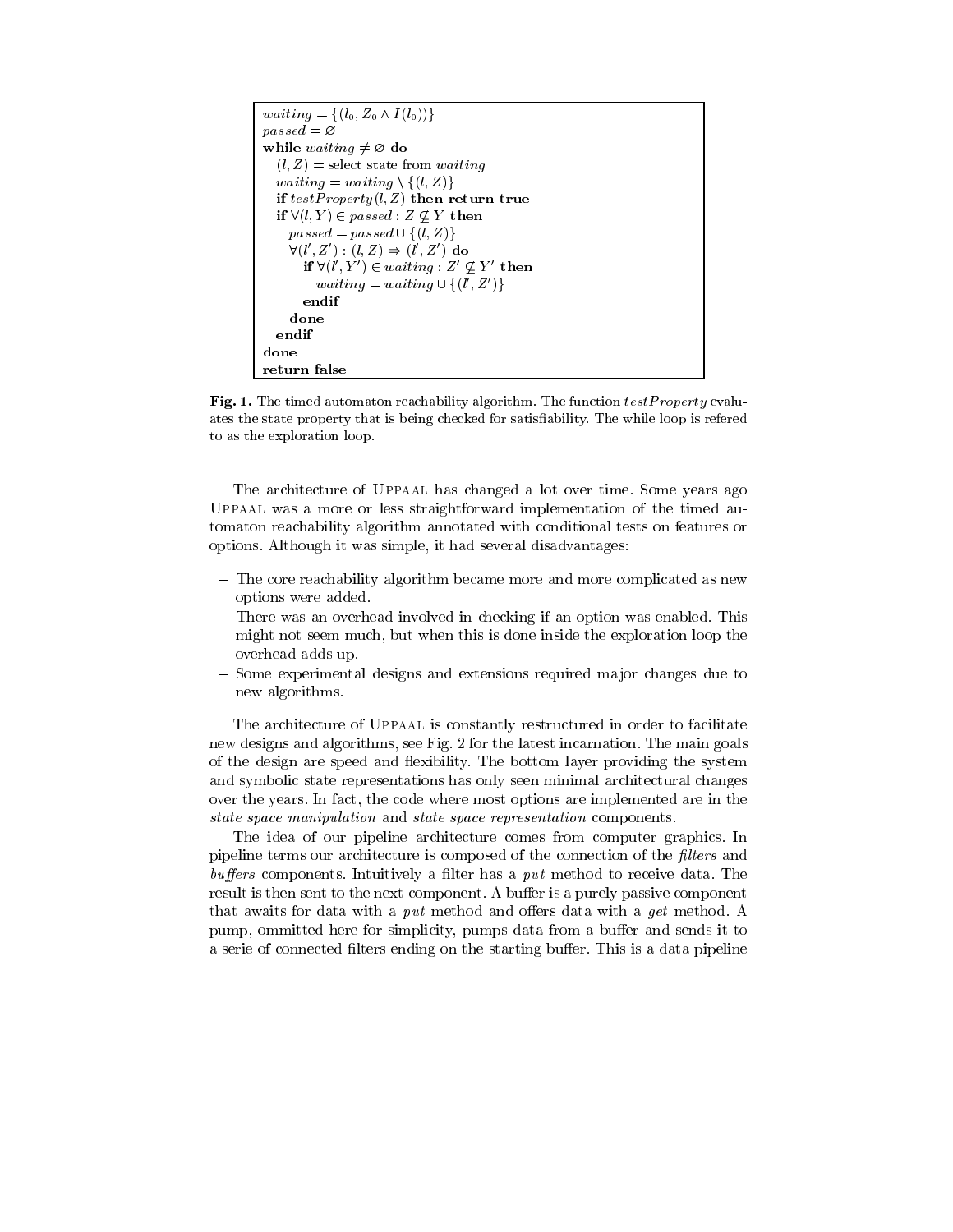```
waiting = {(l_0, Z_0 ∧ I(l_0))}
passed = ∅
while waiting ≠ ∅ do
  (l, Z) = select state from waiting
  waiting = waiting \ {(l, Z)}
  if testProperty(l, Z) then return true
  if ∀(l, Y) ∈ passed : Z ⊈ Y then
    passed = passed ∪ {(l, Z)}
    ∀(l', Z') : (l, Z) ⇒ (l', Z') do
      if ∀(l', Y') ∈ waiting : Z' ⊈ Y' then
        waiting = waiting ∪ {(l', Z')}
      endif
    done
  endif
done
return false
```

**Fig. 1.** The timed automaton reachability algorithm. The function *testProperty* evaluates the state property that is being checked for satisfiability. The while loop is refered to as the exploration loop.

The architecture of Uppaal has changed a lot over time. Some years ago Uppaal was a more or less straightforward implementation of the timed automaton reachability algorithm annotated with conditional tests on features or options. Although it was simple, it had several disadvantages:

- The core reachability algorithm became more and more complicated as new options were added.
- There was an overhead involved in checking if an option was enabled. This might not seem much, but when this is done inside the exploration loop the overhead adds up.
- Some experimental designs and extensions required major changes due to new algorithms.

The architecture of Uppaal is constantly restructured in order to facilitate new designs and algorithms, see Fig. 2 for the latest incarnation. The main goals of the design are speed and flexibility. The bottom layer providing the system and symbolic state representations has only seen minimal architectural changes over the years. In fact, the code where most options are implemented are in the *state space manipulation* and *state space representation* components.

The idea of our pipeline architecture comes from computer graphics. In pipeline terms our architecture is composed of the connection of the *filters* and *buffers* components. Intuitively a filter has a *put* method to receive data. The result is then sent to the next component. A buffer is a purely passive component that awaits for data with a *put* method and offers data with a *get* method. A pump, ommitted here for simplicity, pumps data from a buffer and sends it to a serie of connected filters ending on the starting buffer. This is a data pipeline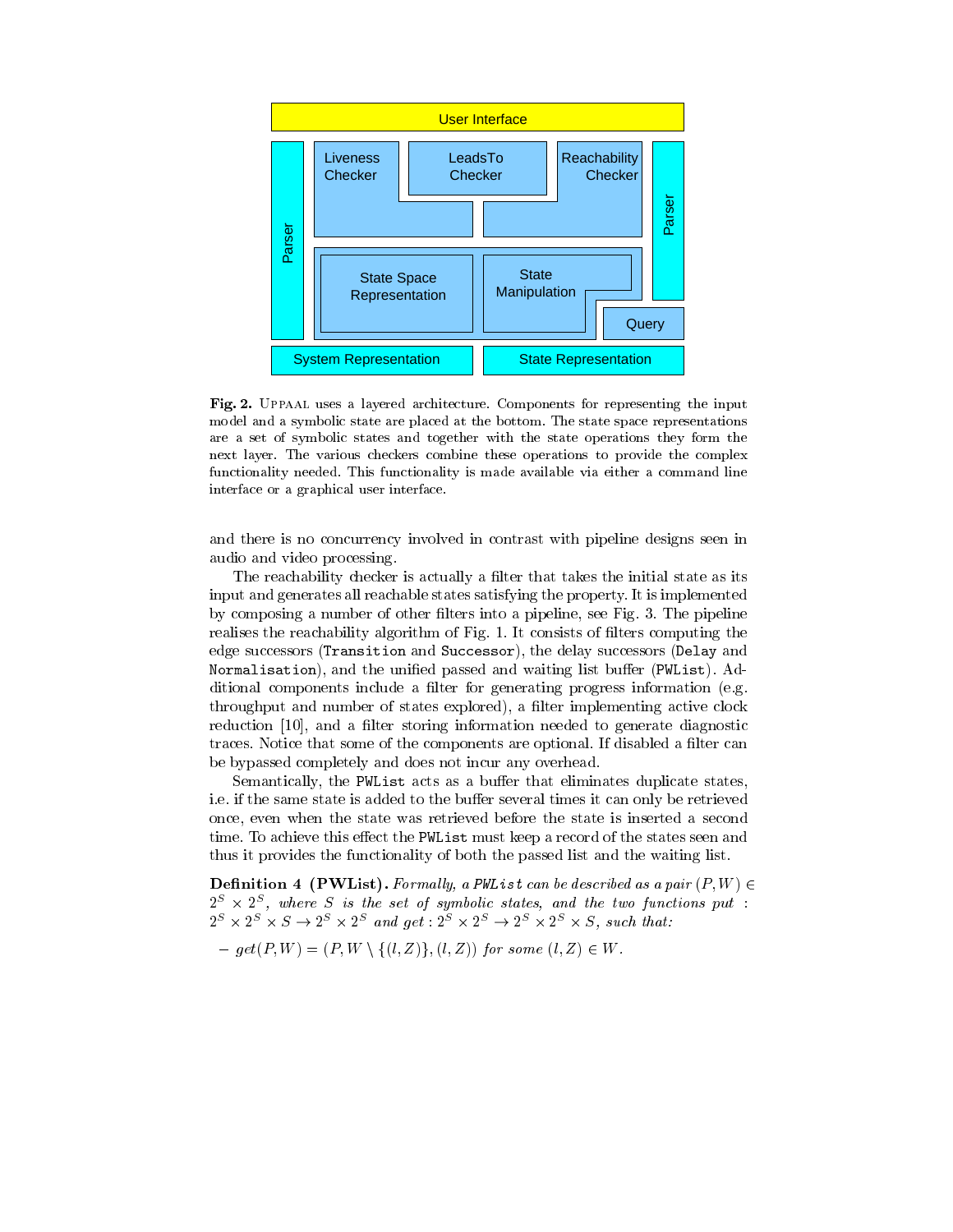User Interface

Parser

Liveness Checker

LeadsTo Checker

Reachability Checker

Parser

State Space Representation

State Manipulation

Query

System Representation

State Representation

**Fig. 2.** UPPAAL uses a layered architecture. Components for representing the input model and a symbolic state are placed at the bottom. The state space representations are a set of symbolic states and together with the state operations they form the next layer. The various checkers combine these operations to provide the complex functionality needed. This functionality is made available via either a command line interface or a graphical user interface.

and there is no concurrency involved in contrast with pipeline designs seen in audio and video processing.

The reachability checker is actually a filter that takes the initial state as its input and generates all reachable states satisfying the property. It is implemented by composing a number of other filters into a pipeline, see Fig. 3. The pipeline realises the reachability algorithm of Fig. 1. It consists of filters computing the edge successors (`Transition` and `Successor`), the delay successors (`Delay` and `Normalisation`), and the unified passed and waiting list buffer (`PWList`). Additional components include a filter for generating progress information (e.g. throughput and number of states explored), a filter implementing active clock reduction [10], and a filter storing information needed to generate diagnostic traces. Notice that some of the components are optional. If disabled a filter can be bypassed completely and does not incur any overhead.

Semantically, the `PWList` acts as a buffer that eliminates duplicate states, i.e. if the same state is added to the buffer several times it can only be retrieved once, even when the state was retrieved before the state is inserted a second time. To achieve this effect the `PWList` must keep a record of the states seen and thus it provides the functionality of both the passed list and the waiting list.

**Definition 4 (PWList).** *Formally, a* `PWList` *can be described as a pair* $(P, W) \in 2^S \times 2^S$*, where* $S$ *is the set of symbolic states, and the two functions* $put : 2^S \times 2^S \times S \to 2^S \times 2^S$ *and* $get : 2^S \times 2^S \to 2^S \times 2^S \times S$*, such that:*

– $get(P, W) = (P, W \setminus \{(l, Z)\}, (l, Z))$ *for some* $(l, Z) \in W$.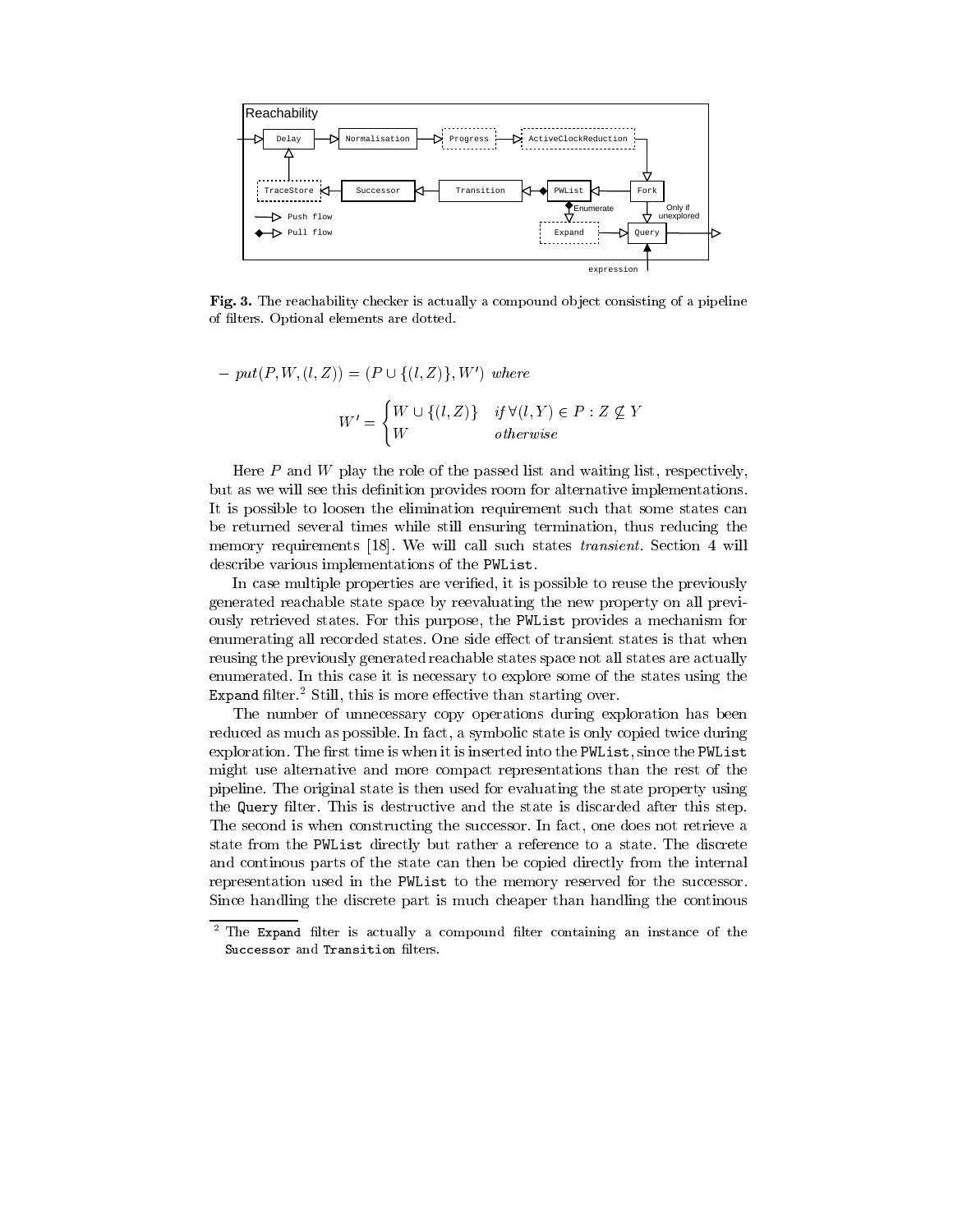Reachability

Delay

Normalisation

Progress

ActiveClockReduction

TraceStore

Successor

Transition

PWList

Fork

Enumerate

Only if unexplored

Push flow

Pull flow

Expand

Query

expression

**Fig. 3.** The reachability checker is actually a compound object consisting of a pipeline of filters. Optional elements are dotted.

– $put(P, W, (l, Z)) = (P \cup \{(l, Z)\}, W')$ *where*

$$W' = \begin{cases} W \cup \{(l, Z)\} & \textit{if}\ \forall (l, Y) \in P : Z \not\subseteq Y \\ W & \textit{otherwise} \end{cases}$$

Here $P$ and $W$ play the role of the passed list and waiting list, respectively, but as we will see this definition provides room for alternative implementations. It is possible to loosen the elimination requirement such that some states can be returned several times while still ensuring termination, thus reducing the memory requirements [18]. We will call such states *transient*. Section 4 will describe various implementations of the `PWList`.

In case multiple properties are verified, it is possible to reuse the previously generated reachable state space by reevaluating the new property on all previously retrieved states. For this purpose, the `PWList` provides a mechanism for enumerating all recorded states. One side effect of transient states is that when reusing the previously generated reachable states space not all states are actually enumerated. In this case it is necessary to explore some of the states using the `Expand` filter.[2] Still, this is more effective than starting over.

The number of unnecessary copy operations during exploration has been reduced as much as possible. In fact, a symbolic state is only copied twice during exploration. The first time is when it is inserted into the `PWList`, since the `PWList` might use alternative and more compact representations than the rest of the pipeline. The original state is then used for evaluating the state property using the `Query` filter. This is destructive and the state is discarded after this step. The second is when constructing the successor. In fact, one does not retrieve a state from the `PWList` directly but rather a reference to a state. The discrete and continous parts of the state can then be copied directly from the internal representation used in the `PWList` to the memory reserved for the successor. Since handling the discrete part is much cheaper than handling the continous

[2] The `Expand` filter is actually a compound filter containing an instance of the `Successor` and `Transition` filters.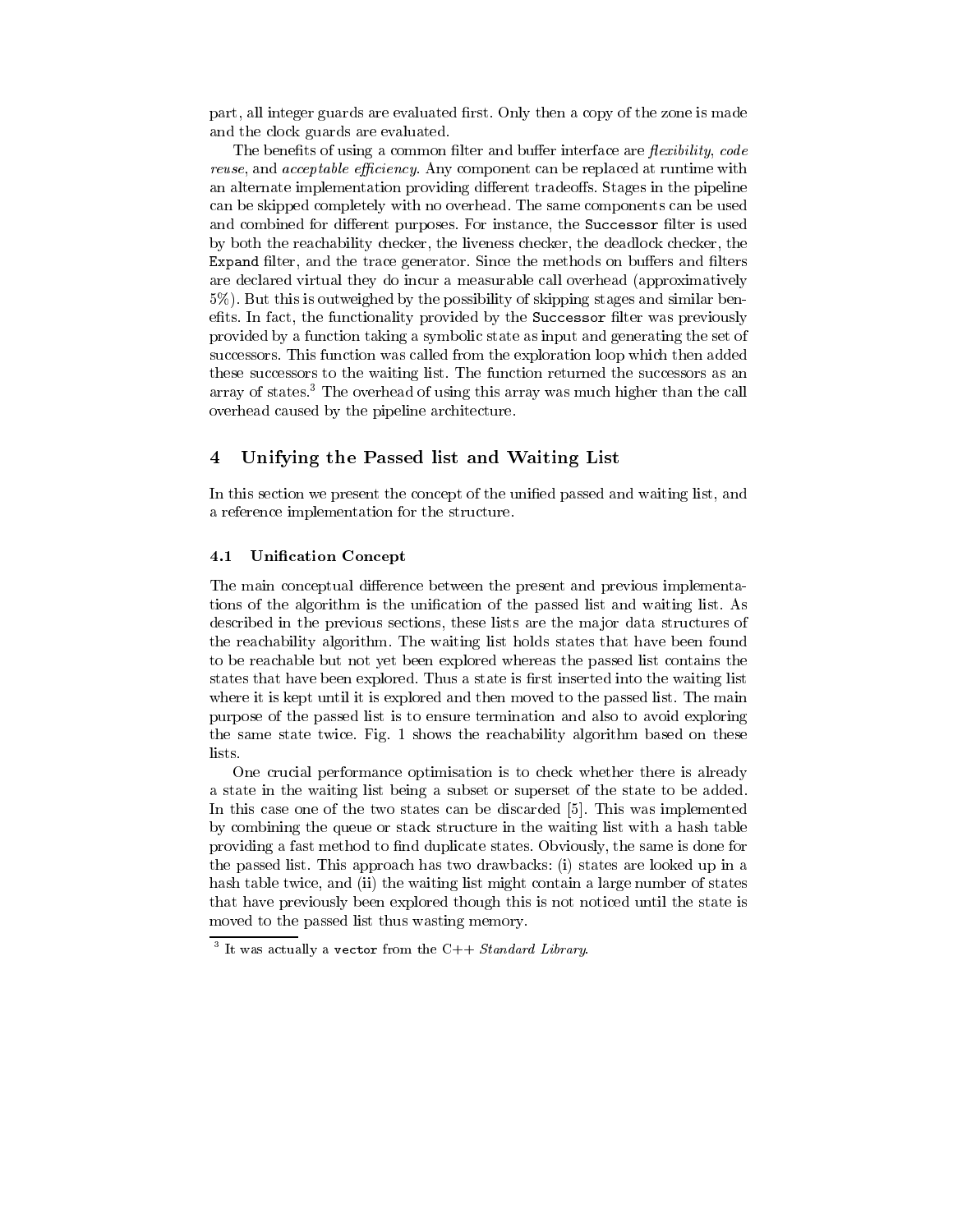part, all integer guards are evaluated first. Only then a copy of the zone is made and the clock guards are evaluated.

The benefits of using a common filter and buffer interface are *flexibility*, *code reuse*, and *acceptable efficiency*. Any component can be replaced at runtime with an alternate implementation providing different tradeoffs. Stages in the pipeline can be skipped completely with no overhead. The same components can be used and combined for different purposes. For instance, the `Successor` filter is used by both the reachability checker, the liveness checker, the deadlock checker, the `Expand` filter, and the trace generator. Since the methods on buffers and filters are declared virtual they do incur a measurable call overhead (approximatively 5%). But this is outweighed by the possibility of skipping stages and similar benefits. In fact, the functionality provided by the `Successor` filter was previously provided by a function taking a symbolic state as input and generating the set of successors. This function was called from the exploration loop which then added these successors to the waiting list. The function returned the successors as an array of states.[3] The overhead of using this array was much higher than the call overhead caused by the pipeline architecture.

## 4 Unifying the Passed list and Waiting List

In this section we present the concept of the unified passed and waiting list, and a reference implementation for the structure.

### 4.1 Unification Concept

The main conceptual difference between the present and previous implementations of the algorithm is the unification of the passed list and waiting list. As described in the previous sections, these lists are the major data structures of the reachability algorithm. The waiting list holds states that have been found to be reachable but not yet been explored whereas the passed list contains the states that have been explored. Thus a state is first inserted into the waiting list where it is kept until it is explored and then moved to the passed list. The main purpose of the passed list is to ensure termination and also to avoid exploring the same state twice. Fig. 1 shows the reachability algorithm based on these lists.

One crucial performance optimisation is to check whether there is already a state in the waiting list being a subset or superset of the state to be added. In this case one of the two states can be discarded [5]. This was implemented by combining the queue or stack structure in the waiting list with a hash table providing a fast method to find duplicate states. Obviously, the same is done for the passed list. This approach has two drawbacks: (i) states are looked up in a hash table twice, and (ii) the waiting list might contain a large number of states that have previously been explored though this is not noticed until the state is moved to the passed list thus wasting memory.

[3] It was actually a `vector` from the C++ *Standard Library*.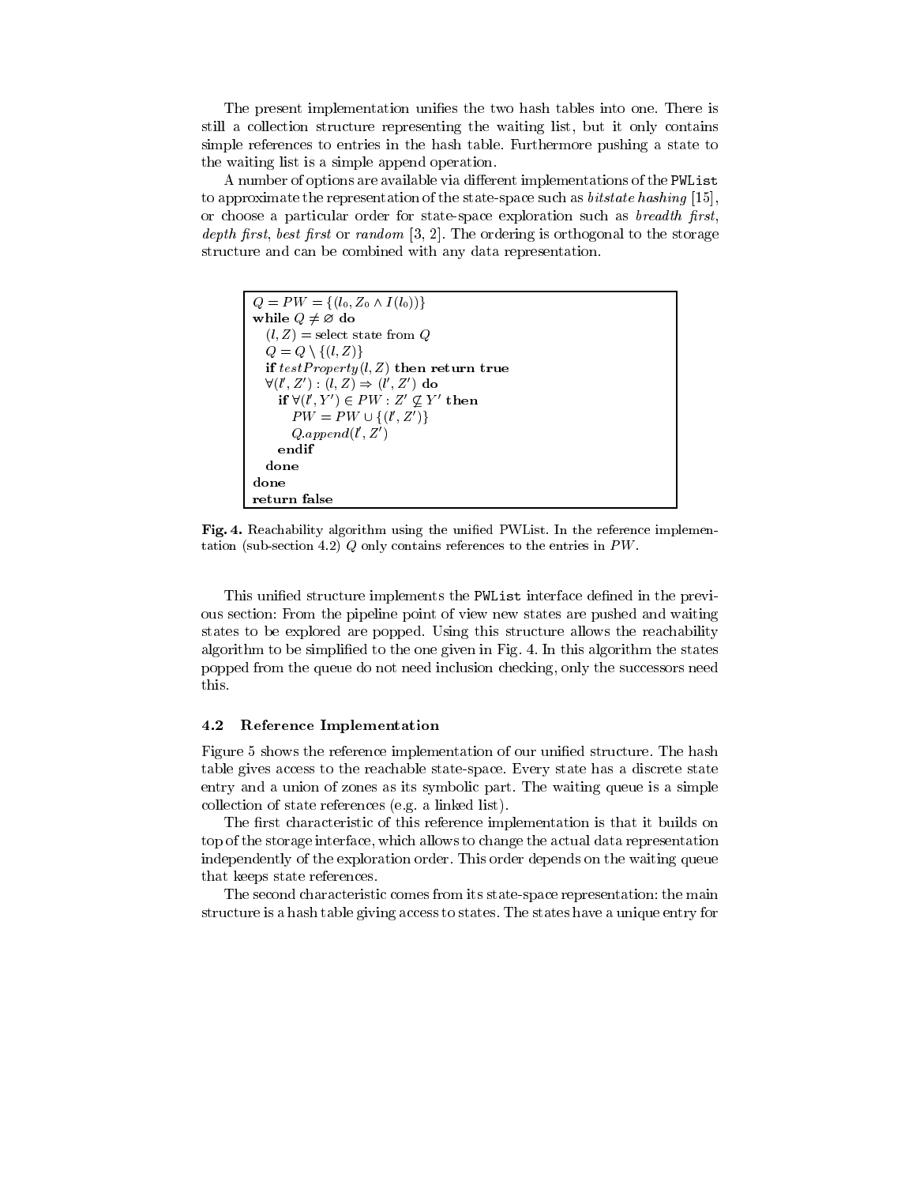The present implementation unifies the two hash tables into one. There is still a collection structure representing the waiting list, but it only contains simple references to entries in the hash table. Furthermore pushing a state to the waiting list is a simple append operation.

A number of options are available via different implementations of the `PWList` to approximate the representation of the state-space such as *bitstate hashing* [15], or choose a particular order for state-space exploration such as *breadth first*, *depth first*, *best first* or *random* [3, 2]. The ordering is orthogonal to the storage structure and can be combined with any data representation.

$Q = PW = \{(l_0, Z_0 \wedge I(l_0))\}$
**while** $Q \neq \varnothing$ **do**
  $(l, Z) =$ select state from $Q$
  $Q = Q \setminus \{(l, Z)\}$
  **if** $testProperty(l, Z)$ **then return true**
  $\forall (l', Z') : (l, Z) \Rightarrow (l', Z')$ **do**
    **if** $\forall (l', Y') \in PW : Z' \not\subseteq Y'$ **then**
      $PW = PW \cup \{(l', Z')\}$
      $Q.append(l', Z')$
    **endif**
  **done**
**done**
**return false**

**Fig. 4.** Reachability algorithm using the unified PWList. In the reference implementation (sub-section 4.2) $Q$ only contains references to the entries in $PW$.

This unified structure implements the `PWList` interface defined in the previous section: From the pipeline point of view new states are pushed and waiting states to be explored are popped. Using this structure allows the reachability algorithm to be simplified to the one given in Fig. 4. In this algorithm the states popped from the queue do not need inclusion checking, only the successors need this.

### 4.2 Reference Implementation

Figure 5 shows the reference implementation of our unified structure. The hash table gives access to the reachable state-space. Every state has a discrete state entry and a union of zones as its symbolic part. The waiting queue is a simple collection of state references (e.g. a linked list).

The first characteristic of this reference implementation is that it builds on top of the storage interface, which allows to change the actual data representation independently of the exploration order. This order depends on the waiting queue that keeps state references.

The second characteristic comes from its state-space representation: the main structure is a hash table giving access to states. The states have a unique entry for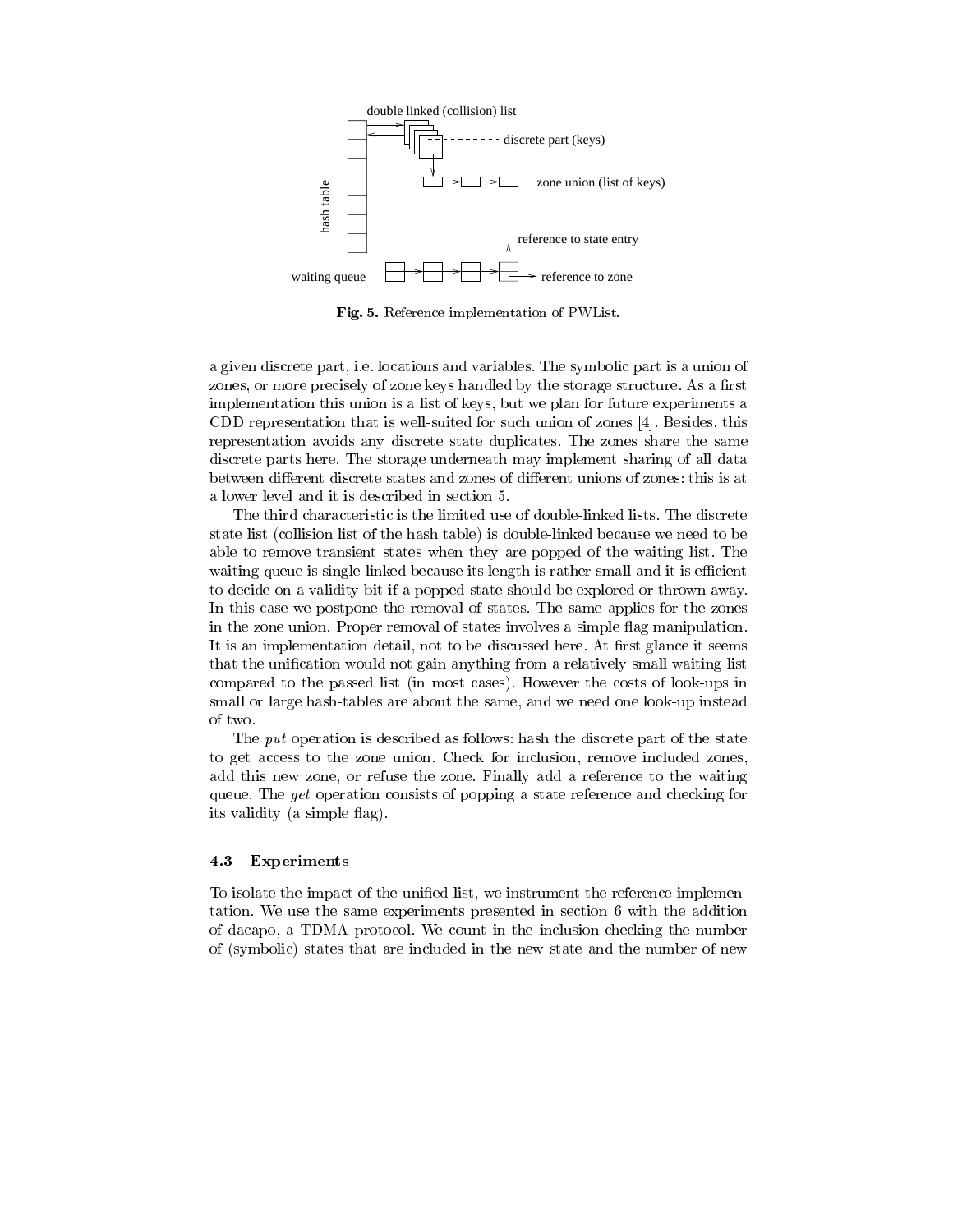**Fig. 5.** Reference implementation of PWList.

a given discrete part, i.e. locations and variables. The symbolic part is a union of zones, or more precisely of zone keys handled by the storage structure. As a first implementation this union is a list of keys, but we plan for future experiments a CDD representation that is well-suited for such union of zones [4]. Besides, this representation avoids any discrete state duplicates. The zones share the same discrete parts here. The storage underneath may implement sharing of all data between different discrete states and zones of different unions of zones: this is at a lower level and it is described in section 5.

The third characteristic is the limited use of double-linked lists. The discrete state list (collision list of the hash table) is double-linked because we need to be able to remove transient states when they are popped of the waiting list. The waiting queue is single-linked because its length is rather small and it is efficient to decide on a validity bit if a popped state should be explored or thrown away. In this case we postpone the removal of states. The same applies for the zones in the zone union. Proper removal of states involves a simple flag manipulation. It is an implementation detail, not to be discussed here. At first glance it seems that the unification would not gain anything from a relatively small waiting list compared to the passed list (in most cases). However the costs of look-ups in small or large hash-tables are about the same, and we need one look-up instead of two.

The *put* operation is described as follows: hash the discrete part of the state to get access to the zone union. Check for inclusion, remove included zones, add this new zone, or refuse the zone. Finally add a reference to the waiting queue. The *get* operation consists of popping a state reference and checking for its validity (a simple flag).

### 4.3 Experiments

To isolate the impact of the unified list, we instrument the reference implementation. We use the same experiments presented in section 6 with the addition of dacapo, a TDMA protocol. We count in the inclusion checking the number of (symbolic) states that are included in the new state and the number of new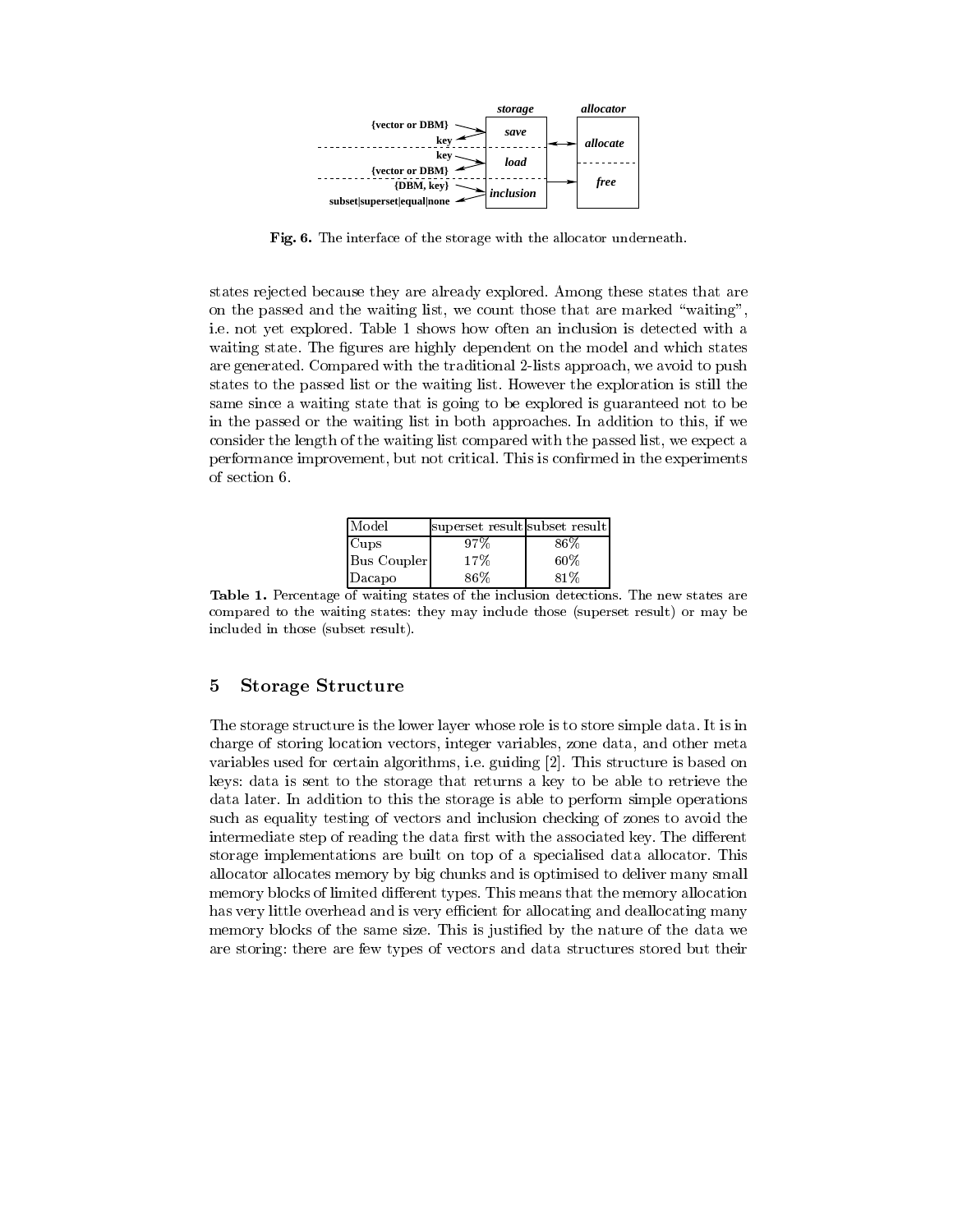storage

allocator

{vector or DBM}

key

save

allocate

key

load

{vector or DBM}

{DBM, key}

inclusion

free

subset|superset|equal|none

**Fig. 6.** The interface of the storage with the allocator underneath.

states rejected because they are already explored. Among these states that are on the passed and the waiting list, we count those that are marked "waiting", i.e. not yet explored. Table 1 shows how often an inclusion is detected with a waiting state. The figures are highly dependent on the model and which states are generated. Compared with the traditional 2-lists approach, we avoid to push states to the passed list or the waiting list. However the exploration is still the same since a waiting state that is going to be explored is guaranteed not to be in the passed or the waiting list in both approaches. In addition to this, if we consider the length of the waiting list compared with the passed list, we expect a performance improvement, but not critical. This is confirmed in the experiments of section 6.

| Model | superset result | subset result |
|---|---|---|
| Cups | 97% | 86% |
| Bus Coupler | 17% | 60% |
| Dacapo | 86% | 81% |

**Table 1.** Percentage of waiting states of the inclusion detections. The new states are compared to the waiting states: they may include those (superset result) or may be included in those (subset result).

## 5 Storage Structure

The storage structure is the lower layer whose role is to store simple data. It is in charge of storing location vectors, integer variables, zone data, and other meta variables used for certain algorithms, i.e. guiding [2]. This structure is based on keys: data is sent to the storage that returns a key to be able to retrieve the data later. In addition to this the storage is able to perform simple operations such as equality testing of vectors and inclusion checking of zones to avoid the intermediate step of reading the data first with the associated key. The different storage implementations are built on top of a specialised data allocator. This allocator allocates memory by big chunks and is optimised to deliver many small memory blocks of limited different types. This means that the memory allocation has very little overhead and is very efficient for allocating and deallocating many memory blocks of the same size. This is justified by the nature of the data we are storing: there are few types of vectors and data structures stored but their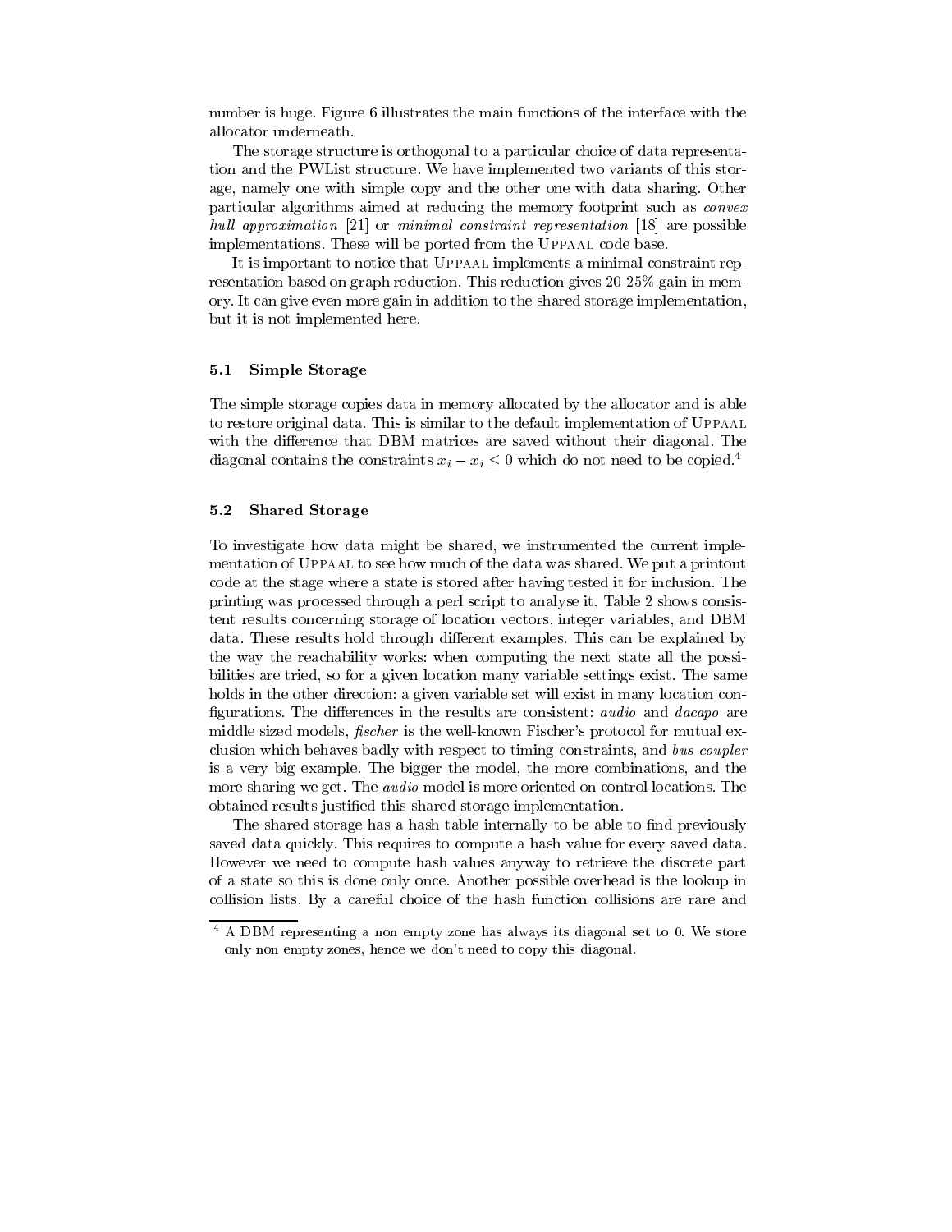number is huge. Figure 6 illustrates the main functions of the interface with the allocator underneath.

The storage structure is orthogonal to a particular choice of data representation and the PWList structure. We have implemented two variants of this storage, namely one with simple copy and the other one with data sharing. Other particular algorithms aimed at reducing the memory footprint such as *convex hull approximation* [21] or *minimal constraint representation* [18] are possible implementations. These will be ported from the UPPAAL code base.

It is important to notice that UPPAAL implements a minimal constraint representation based on graph reduction. This reduction gives 20-25% gain in memory. It can give even more gain in addition to the shared storage implementation, but it is not implemented here.

### 5.1 Simple Storage

The simple storage copies data in memory allocated by the allocator and is able to restore original data. This is similar to the default implementation of UPPAAL with the difference that DBM matrices are saved without their diagonal. The diagonal contains the constraints $x_i - x_i \leq 0$ which do not need to be copied.[4]

### 5.2 Shared Storage

To investigate how data might be shared, we instrumented the current implementation of UPPAAL to see how much of the data was shared. We put a printout code at the stage where a state is stored after having tested it for inclusion. The printing was processed through a perl script to analyse it. Table 2 shows consistent results concerning storage of location vectors, integer variables, and DBM data. These results hold through different examples. This can be explained by the way the reachability works: when computing the next state all the possibilities are tried, so for a given location many variable settings exist. The same holds in the other direction: a given variable set will exist in many location configurations. The differences in the results are consistent: *audio* and *dacapo* are middle sized models, *fischer* is the well-known Fischer's protocol for mutual exclusion which behaves badly with respect to timing constraints, and *bus coupler* is a very big example. The bigger the model, the more combinations, and the more sharing we get. The *audio* model is more oriented on control locations. The obtained results justified this shared storage implementation.

The shared storage has a hash table internally to be able to find previously saved data quickly. This requires to compute a hash value for every saved data. However we need to compute hash values anyway to retrieve the discrete part of a state so this is done only once. Another possible overhead is the lookup in collision lists. By a careful choice of the hash function collisions are rare and

[4] A DBM representing a non empty zone has always its diagonal set to 0. We store only non empty zones, hence we don't need to copy this diagonal.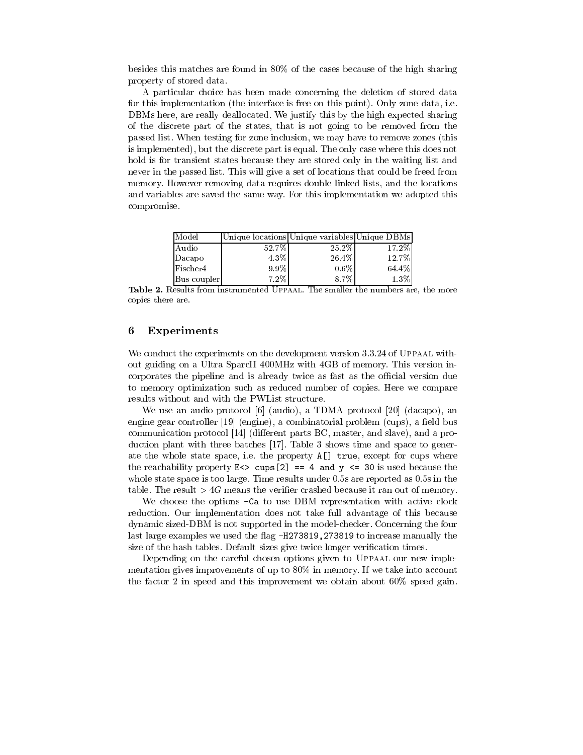besides this matches are found in 80% of the cases because of the high sharing property of stored data.

A particular choice has been made concerning the deletion of stored data for this implementation (the interface is free on this point). Only zone data, i.e. DBMs here, are really deallocated. We justify this by the high expected sharing of the discrete part of the states, that is not going to be removed from the passed list. When testing for zone inclusion, we may have to remove zones (this is implemented), but the discrete part is equal. The only case where this does not hold is for transient states because they are stored only in the waiting list and never in the passed list. This will give a set of locations that could be freed from memory. However removing data requires double linked lists, and the locations and variables are saved the same way. For this implementation we adopted this compromise.

| Model | Unique locations | Unique variables | Unique DBMs |
|---|---:|---:|---:|
| Audio | 52.7% | 25.2% | 17.2% |
| Dacapo | 4.3% | 26.4% | 12.7% |
| Fischer4 | 9.9% | 0.6% | 64.4% |
| Bus coupler | 7.2% | 8.7% | 1.3% |

**Table 2.** Results from instrumented Uppaal. The smaller the numbers are, the more copies there are.

## 6 Experiments

We conduct the experiments on the development version 3.3.24 of Uppaal without guiding on a Ultra SparcII 400MHz with 4GB of memory. This version incorporates the pipeline and is already twice as fast as the official version due to memory optimization such as reduced number of copies. Here we compare results without and with the PWList structure.

We use an audio protocol [6] (audio), a TDMA protocol [20] (dacapo), an engine gear controller [19] (engine), a combinatorial problem (cups), a field bus communication protocol [14] (different parts BC, master, and slave), and a production plant with three batches [17]. Table 3 shows time and space to generate the whole state space, i.e. the property `A[] true`, except for cups where the reachability property `E<> cups[2] == 4 and y <= 30` is used because the whole state space is too large. Time results under 0.5s are reported as 0.5s in the table. The result $> 4G$ means the verifier crashed because it ran out of memory.

We choose the options `-Ca` to use DBM representation with active clock reduction. Our implementation does not take full advantage of this because dynamic sized-DBM is not supported in the model-checker. Concerning the four last large examples we used the flag `-H273819,273819` to increase manually the size of the hash tables. Default sizes give twice longer verification times.

Depending on the careful chosen options given to Uppaal our new implementation gives improvements of up to 80% in memory. If we take into account the factor 2 in speed and this improvement we obtain about 60% speed gain.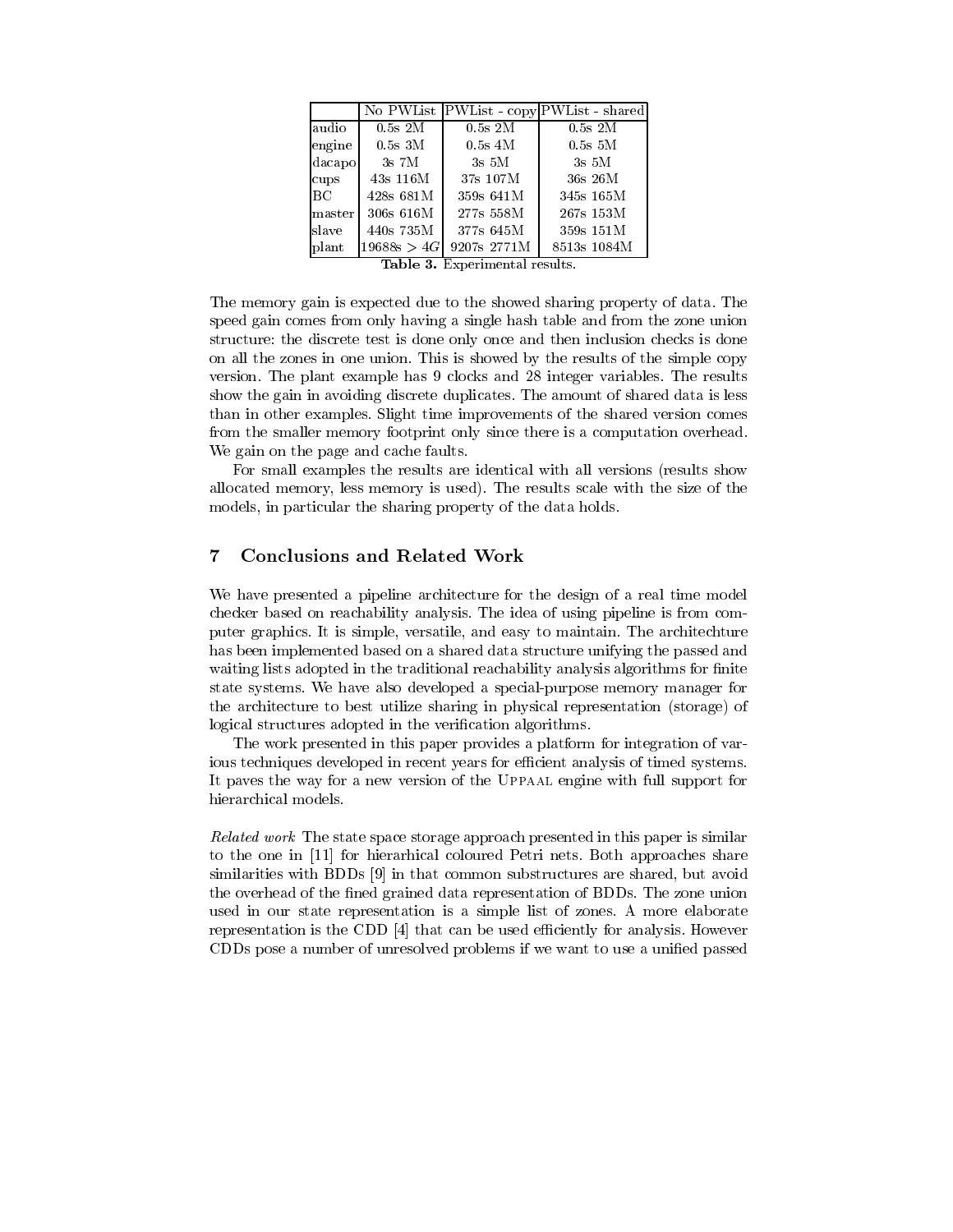| | No PWList | PWList - copy | PWList - shared |
|---|---|---|---|
| audio | 0.5s 2M | 0.5s 2M | 0.5s 2M |
| engine | 0.5s 3M | 0.5s 4M | 0.5s 5M |
| dacapo | 3s 7M | 3s 5M | 3s 5M |
| cups | 43s 116M | 37s 107M | 36s 26M |
| BC | 428s 681M | 359s 641M | 345s 165M |
| master | 306s 616M | 277s 558M | 267s 153M |
| slave | 440s 735M | 377s 645M | 359s 151M |
| plant | 19688s $> 4G$ | 9207s 2771M | 8513s 1084M |

**Table 3.** Experimental results.

The memory gain is expected due to the showed sharing property of data. The speed gain comes from only having a single hash table and from the zone union structure: the discrete test is done only once and then inclusion checks is done on all the zones in one union. This is showed by the results of the simple copy version. The plant example has 9 clocks and 28 integer variables. The results show the gain in avoiding discrete duplicates. The amount of shared data is less than in other examples. Slight time improvements of the shared version comes from the smaller memory footprint only since there is a computation overhead. We gain on the page and cache faults.

For small examples the results are identical with all versions (results show allocated memory, less memory is used). The results scale with the size of the models, in particular the sharing property of the data holds.

## 7 Conclusions and Related Work

We have presented a pipeline architecture for the design of a real time model checker based on reachability analysis. The idea of using pipeline is from computer graphics. It is simple, versatile, and easy to maintain. The architechture has been implemented based on a shared data structure unifying the passed and waiting lists adopted in the traditional reachability analysis algorithms for finite state systems. We have also developed a special-purpose memory manager for the architecture to best utilize sharing in physical representation (storage) of logical structures adopted in the verification algorithms.

The work presented in this paper provides a platform for integration of various techniques developed in recent years for efficient analysis of timed systems. It paves the way for a new version of the Uppaal engine with full support for hierarchical models.

*Related work* The state space storage approach presented in this paper is similar to the one in [11] for hierarhical coloured Petri nets. Both approaches share similarities with BDDs [9] in that common substructures are shared, but avoid the overhead of the fined grained data representation of BDDs. The zone union used in our state representation is a simple list of zones. A more elaborate representation is the CDD [4] that can be used efficiently for analysis. However CDDs pose a number of unresolved problems if we want to use a unified passed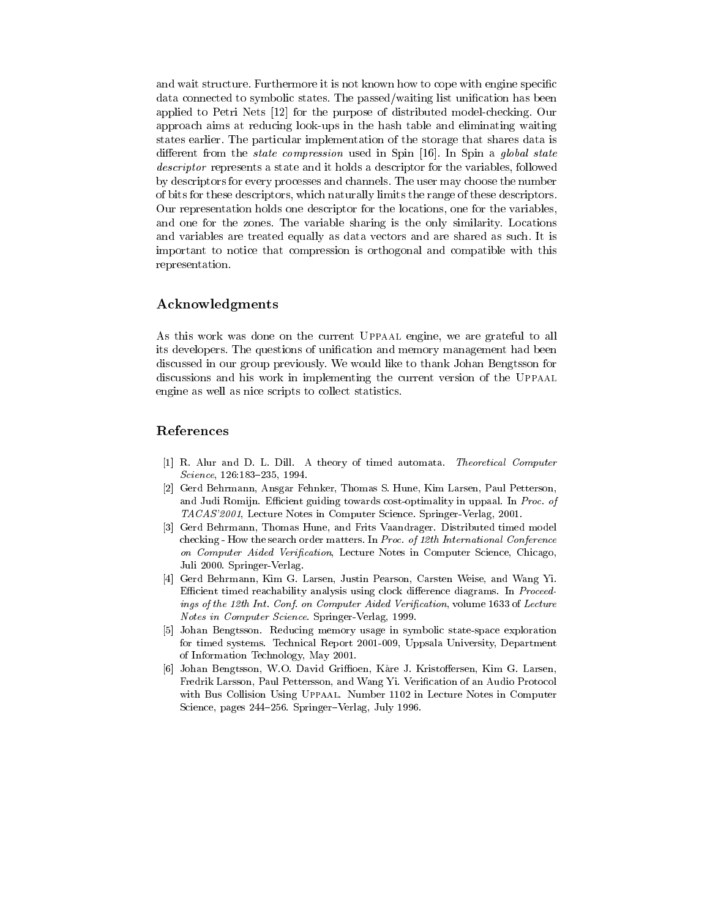and wait structure. Furthermore it is not known how to cope with engine specific data connected to symbolic states. The passed/waiting list unification has been applied to Petri Nets [12] for the purpose of distributed model-checking. Our approach aims at reducing look-ups in the hash table and eliminating waiting states earlier. The particular implementation of the storage that shares data is different from the *state compression* used in Spin [16]. In Spin a *global state descriptor* represents a state and it holds a descriptor for the variables, followed by descriptors for every processes and channels. The user may choose the number of bits for these descriptors, which naturally limits the range of these descriptors. Our representation holds one descriptor for the locations, one for the variables, and one for the zones. The variable sharing is the only similarity. Locations and variables are treated equally as data vectors and are shared as such. It is important to notice that compression is orthogonal and compatible with this representation.

## Acknowledgments

As this work was done on the current Uppaal engine, we are grateful to all its developers. The questions of unification and memory management had been discussed in our group previously. We would like to thank Johan Bengtsson for discussions and his work in implementing the current version of the Uppaal engine as well as nice scripts to collect statistics.

## References

[1] R. Alur and D. L. Dill. A theory of timed automata. *Theoretical Computer Science*, 126:183–235, 1994.

[2] Gerd Behrmann, Ansgar Fehnker, Thomas S. Hune, Kim Larsen, Paul Petterson, and Judi Romijn. Efficient guiding towards cost-optimality in uppaal. In *Proc. of TACAS'2001*, Lecture Notes in Computer Science. Springer-Verlag, 2001.

[3] Gerd Behrmann, Thomas Hune, and Frits Vaandrager. Distributed timed model checking - How the search order matters. In *Proc. of 12th International Conference on Computer Aided Verification*, Lecture Notes in Computer Science, Chicago, Juli 2000. Springer-Verlag.

[4] Gerd Behrmann, Kim G. Larsen, Justin Pearson, Carsten Weise, and Wang Yi. Efficient timed reachability analysis using clock difference diagrams. In *Proceedings of the 12th Int. Conf. on Computer Aided Verification*, volume 1633 of *Lecture Notes in Computer Science*. Springer-Verlag, 1999.

[5] Johan Bengtsson. Reducing memory usage in symbolic state-space exploration for timed systems. Technical Report 2001-009, Uppsala University, Department of Information Technology, May 2001.

[6] Johan Bengtsson, W.O. David Griffioen, Kåre J. Kristoffersen, Kim G. Larsen, Fredrik Larsson, Paul Pettersson, and Wang Yi. Verification of an Audio Protocol with Bus Collision Using Uppaal. Number 1102 in Lecture Notes in Computer Science, pages 244–256. Springer–Verlag, July 1996.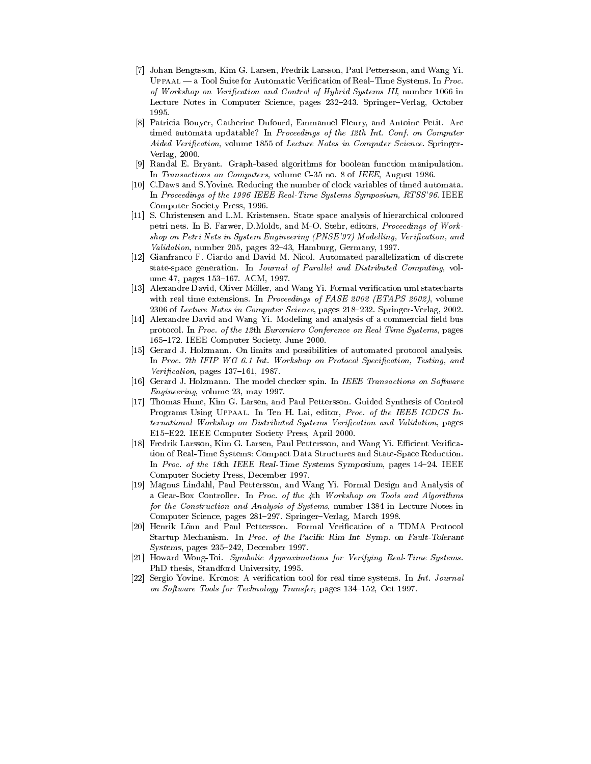[7] Johan Bengtsson, Kim G. Larsen, Fredrik Larsson, Paul Pettersson, and Wang Yi. UPPAAL — a Tool Suite for Automatic Verification of Real–Time Systems. In *Proc. of Workshop on Verification and Control of Hybrid Systems III*, number 1066 in Lecture Notes in Computer Science, pages 232–243. Springer–Verlag, October 1995.

[8] Patricia Bouyer, Catherine Dufourd, Emmanuel Fleury, and Antoine Petit. Are timed automata updatable? In *Proceedings of the 12th Int. Conf. on Computer Aided Verification*, volume 1855 of *Lecture Notes in Computer Science*. Springer-Verlag, 2000.

[9] Randal E. Bryant. Graph-based algorithms for boolean function manipulation. In *Transactions on Computers*, volume C-35 no. 8 of *IEEE*, August 1986.

[10] C.Daws and S.Yovine. Reducing the number of clock variables of timed automata. In *Proceedings of the 1996 IEEE Real-Time Systems Symposium, RTSS'96*. IEEE Computer Society Press, 1996.

[11] S. Christensen and L.M. Kristensen. State space analysis of hierarchical coloured petri nets. In B. Farwer, D.Moldt, and M-O. Stehr, editors, *Proceedings of Workshop on Petri Nets in System Engineering (PNSE'97) Modelling, Verification, and Validation*, number 205, pages 32–43, Hamburg, Germany, 1997.

[12] Gianfranco F. Ciardo and David M. Nicol. Automated parallelization of discrete state-space generation. In *Journal of Parallel and Distributed Computing*, volume 47, pages 153–167. ACM, 1997.

[13] Alexandre David, Oliver Möller, and Wang Yi. Formal verification uml statecharts with real time extensions. In *Proceedings of FASE 2002 (ETAPS 2002)*, volume 2306 of *Lecture Notes in Computer Science*, pages 218–232. Springer-Verlag, 2002.

[14] Alexandre David and Wang Yi. Modeling and analysis of a commercial field bus protocol. In *Proc. of the 12th Euromicro Conference on Real Time Systems*, pages 165–172. IEEE Computer Society, June 2000.

[15] Gerard J. Holzmann. On limits and possibilities of automated protocol analysis. In *Proc. 7th IFIP WG 6.1 Int. Workshop on Protocol Specification, Testing, and Verification*, pages 137–161, 1987.

[16] Gerard J. Holzmann. The model checker spin. In *IEEE Transactions on Software Engineering*, volume 23, may 1997.

[17] Thomas Hune, Kim G. Larsen, and Paul Pettersson. Guided Synthesis of Control Programs Using UPPAAL. In Ten H. Lai, editor, *Proc. of the IEEE ICDCS International Workshop on Distributed Systems Verification and Validation*, pages E15–E22. IEEE Computer Society Press, April 2000.

[18] Fredrik Larsson, Kim G. Larsen, Paul Pettersson, and Wang Yi. Efficient Verification of Real-Time Systems: Compact Data Structures and State-Space Reduction. In *Proc. of the 18th IEEE Real-Time Systems Symposium*, pages 14–24. IEEE Computer Society Press, December 1997.

[19] Magnus Lindahl, Paul Pettersson, and Wang Yi. Formal Design and Analysis of a Gear-Box Controller. In *Proc. of the 4th Workshop on Tools and Algorithms for the Construction and Analysis of Systems*, number 1384 in Lecture Notes in Computer Science, pages 281–297. Springer–Verlag, March 1998.

[20] Henrik Lönn and Paul Pettersson. Formal Verification of a TDMA Protocol Startup Mechanism. In *Proc. of the Pacific Rim Int. Symp. on Fault-Tolerant Systems*, pages 235–242, December 1997.

[21] Howard Wong-Toi. *Symbolic Approximations for Verifying Real-Time Systems*. PhD thesis, Standford University, 1995.

[22] Sergio Yovine. Kronos: A verification tool for real time systems. In *Int. Journal on Software Tools for Technology Transfer*, pages 134–152, Oct 1997.